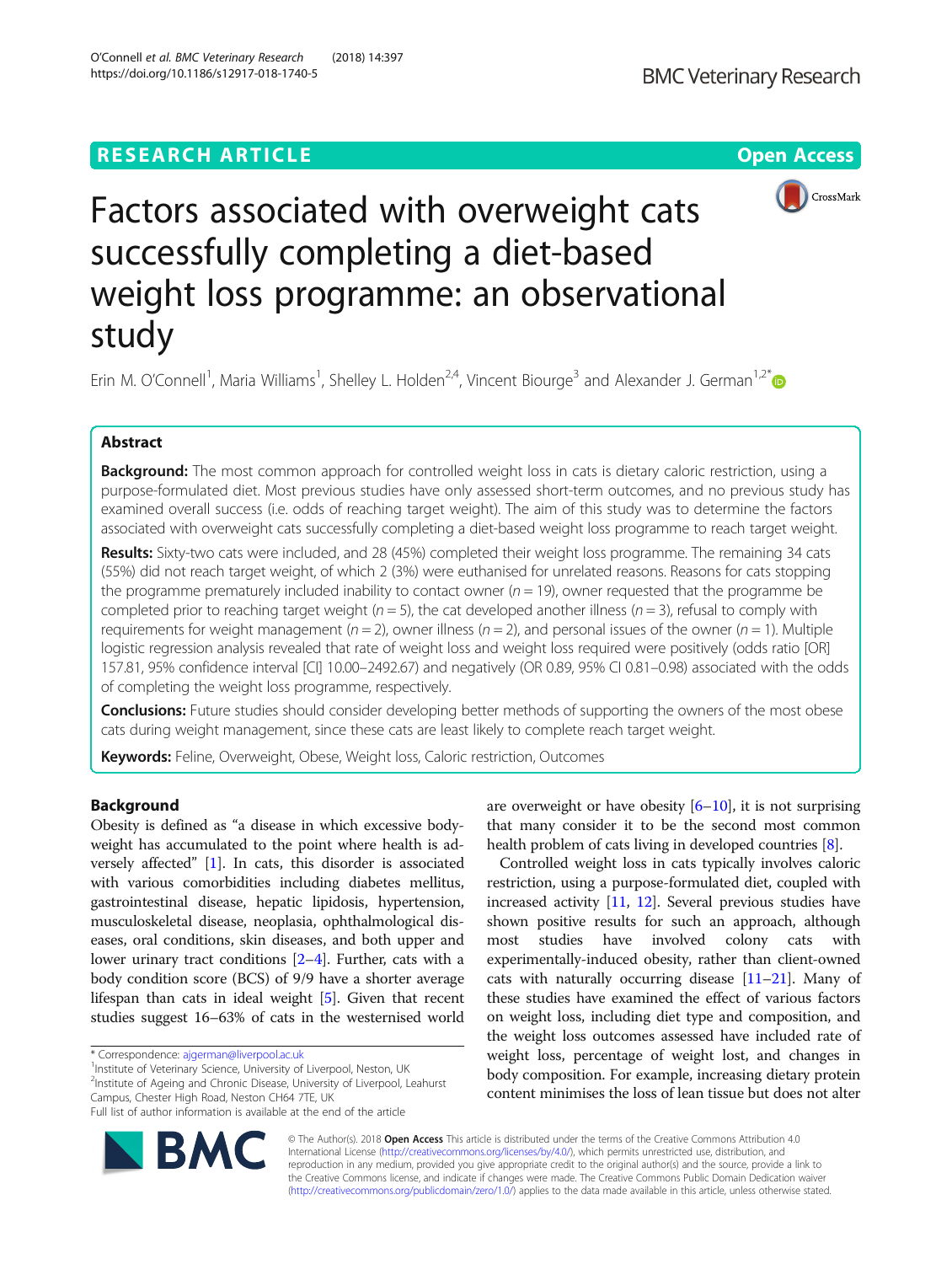RESEARCH ARTICLE

Open Access

# Factors associated with overweight cats successfully completing a diet-based weight loss programme: an observational study

Erin M. O'Connell[1], Maria Williams[1], Shelley L. Holden[2,4], Vincent Biourge[3] and Alexander J. German[1,2*]

## Abstract

**Background:** The most common approach for controlled weight loss in cats is dietary caloric restriction, using a purpose-formulated diet. Most previous studies have only assessed short-term outcomes, and no previous study has examined overall success (i.e. odds of reaching target weight). The aim of this study was to determine the factors associated with overweight cats successfully completing a diet-based weight loss programme to reach target weight.

**Results:** Sixty-two cats were included, and 28 (45%) completed their weight loss programme. The remaining 34 cats (55%) did not reach target weight, of which 2 (3%) were euthanised for unrelated reasons. Reasons for cats stopping the programme prematurely included inability to contact owner (*n* = 19), owner requested that the programme be completed prior to reaching target weight (*n* = 5), the cat developed another illness (*n* = 3), refusal to comply with requirements for weight management (*n* = 2), owner illness (*n* = 2), and personal issues of the owner (*n* = 1). Multiple logistic regression analysis revealed that rate of weight loss and weight loss required were positively (odds ratio [OR] 157.81, 95% confidence interval [CI] 10.00–2492.67) and negatively (OR 0.89, 95% CI 0.81–0.98) associated with the odds of completing the weight loss programme, respectively.

**Conclusions:** Future studies should consider developing better methods of supporting the owners of the most obese cats during weight management, since these cats are least likely to complete reach target weight.

**Keywords:** Feline, Overweight, Obese, Weight loss, Caloric restriction, Outcomes

## Background

Obesity is defined as "a disease in which excessive body-weight has accumulated to the point where health is adversely affected" [1]. In cats, this disorder is associated with various comorbidities including diabetes mellitus, gastrointestinal disease, hepatic lipidosis, hypertension, musculoskeletal disease, neoplasia, ophthalmological diseases, oral conditions, skin diseases, and both upper and lower urinary tract conditions [2–4]. Further, cats with a body condition score (BCS) of 9/9 have a shorter average lifespan than cats in ideal weight [5]. Given that recent studies suggest 16–63% of cats in the westernised world are overweight or have obesity [6–10], it is not surprising that many consider it to be the second most common health problem of cats living in developed countries [8].

Controlled weight loss in cats typically involves caloric restriction, using a purpose-formulated diet, coupled with increased activity [11, 12]. Several previous studies have shown positive results for such an approach, although most studies have involved colony cats with experimentally-induced obesity, rather than client-owned cats with naturally occurring disease [11–21]. Many of these studies have examined the effect of various factors on weight loss, including diet type and composition, and the weight loss outcomes assessed have included rate of weight loss, percentage of weight lost, and changes in body composition. For example, increasing dietary protein content minimises the loss of lean tissue but does not alter

\* Correspondence: ajgerman@liverpool.ac.uk
[1]Institute of Veterinary Science, University of Liverpool, Neston, UK
[2]Institute of Ageing and Chronic Disease, University of Liverpool, Leahurst Campus, Chester High Road, Neston CH64 7TE, UK
Full list of author information is available at the end of the article

© The Author(s). 2018 **Open Access** This article is distributed under the terms of the Creative Commons Attribution 4.0 International License (http://creativecommons.org/licenses/by/4.0/), which permits unrestricted use, distribution, and reproduction in any medium, provided you give appropriate credit to the original author(s) and the source, provide a link to the Creative Commons license, and indicate if changes were made. The Creative Commons Public Domain Dedication waiver (http://creativecommons.org/publicdomain/zero/1.0/) applies to the data made available in this article, unless otherwise stated.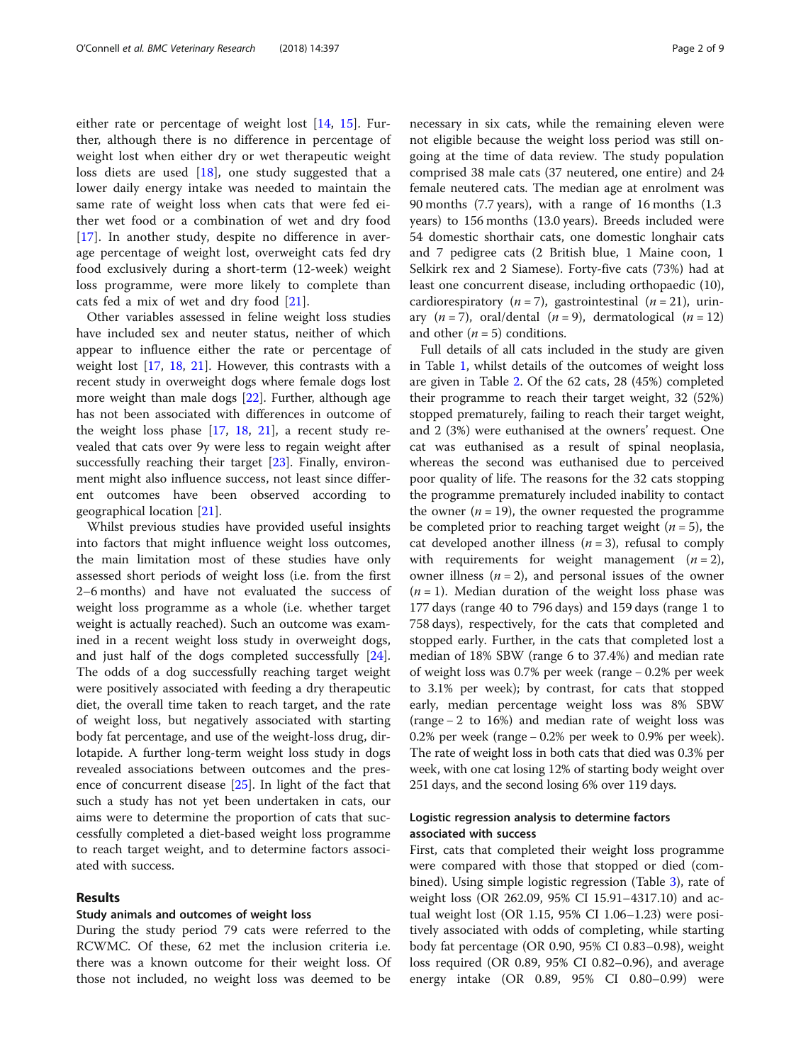either rate or percentage of weight lost [14, 15]. Further, although there is no difference in percentage of weight lost when either dry or wet therapeutic weight loss diets are used [18], one study suggested that a lower daily energy intake was needed to maintain the same rate of weight loss when cats that were fed either wet food or a combination of wet and dry food [17]. In another study, despite no difference in average percentage of weight lost, overweight cats fed dry food exclusively during a short-term (12-week) weight loss programme, were more likely to complete than cats fed a mix of wet and dry food [21].

Other variables assessed in feline weight loss studies have included sex and neuter status, neither of which appear to influence either the rate or percentage of weight lost [17, 18, 21]. However, this contrasts with a recent study in overweight dogs where female dogs lost more weight than male dogs [22]. Further, although age has not been associated with differences in outcome of the weight loss phase [17, 18, 21], a recent study revealed that cats over 9y were less to regain weight after successfully reaching their target [23]. Finally, environment might also influence success, not least since different outcomes have been observed according to geographical location [21].

Whilst previous studies have provided useful insights into factors that might influence weight loss outcomes, the main limitation most of these studies have only assessed short periods of weight loss (i.e. from the first 2–6 months) and have not evaluated the success of weight loss programme as a whole (i.e. whether target weight is actually reached). Such an outcome was examined in a recent weight loss study in overweight dogs, and just half of the dogs completed successfully [24]. The odds of a dog successfully reaching target weight were positively associated with feeding a dry therapeutic diet, the overall time taken to reach target, and the rate of weight loss, but negatively associated with starting body fat percentage, and use of the weight-loss drug, dirlotapide. A further long-term weight loss study in dogs revealed associations between outcomes and the presence of concurrent disease [25]. In light of the fact that such a study has not yet been undertaken in cats, our aims were to determine the proportion of cats that successfully completed a diet-based weight loss programme to reach target weight, and to determine factors associated with success.

## Results

### Study animals and outcomes of weight loss

During the study period 79 cats were referred to the RCWMC. Of these, 62 met the inclusion criteria i.e. there was a known outcome for their weight loss. Of those not included, no weight loss was deemed to be necessary in six cats, while the remaining eleven were not eligible because the weight loss period was still ongoing at the time of data review. The study population comprised 38 male cats (37 neutered, one entire) and 24 female neutered cats. The median age at enrolment was 90 months (7.7 years), with a range of 16 months (1.3 years) to 156 months (13.0 years). Breeds included were 54 domestic shorthair cats, one domestic longhair cats and 7 pedigree cats (2 British blue, 1 Maine coon, 1 Selkirk rex and 2 Siamese). Forty-five cats (73%) had at least one concurrent disease, including orthopaedic (10), cardiorespiratory ($n = 7$), gastrointestinal ($n = 21$), urinary ($n = 7$), oral/dental ($n = 9$), dermatological ($n = 12$) and other ($n = 5$) conditions.

Full details of all cats included in the study are given in Table 1, whilst details of the outcomes of weight loss are given in Table 2. Of the 62 cats, 28 (45%) completed their programme to reach their target weight, 32 (52%) stopped prematurely, failing to reach their target weight, and 2 (3%) were euthanised at the owners' request. One cat was euthanised as a result of spinal neoplasia, whereas the second was euthanised due to perceived poor quality of life. The reasons for the 32 cats stopping the programme prematurely included inability to contact the owner ($n = 19$), the owner requested the programme be completed prior to reaching target weight ($n = 5$), the cat developed another illness ($n = 3$), refusal to comply with requirements for weight management ($n = 2$), owner illness ($n = 2$), and personal issues of the owner ($n = 1$). Median duration of the weight loss phase was 177 days (range 40 to 796 days) and 159 days (range 1 to 758 days), respectively, for the cats that completed and stopped early. Further, in the cats that completed lost a median of 18% SBW (range 6 to 37.4%) and median rate of weight loss was 0.7% per week (range – 0.2% per week to 3.1% per week); by contrast, for cats that stopped early, median percentage weight loss was 8% SBW (range – 2 to 16%) and median rate of weight loss was 0.2% per week (range – 0.2% per week to 0.9% per week). The rate of weight loss in both cats that died was 0.3% per week, with one cat losing 12% of starting body weight over 251 days, and the second losing 6% over 119 days.

### Logistic regression analysis to determine factors associated with success

First, cats that completed their weight loss programme were compared with those that stopped or died (combined). Using simple logistic regression (Table 3), rate of weight loss (OR 262.09, 95% CI 15.91–4317.10) and actual weight lost (OR 1.15, 95% CI 1.06–1.23) were positively associated with odds of completing, while starting body fat percentage (OR 0.90, 95% CI 0.83–0.98), weight loss required (OR 0.89, 95% CI 0.82–0.96), and average energy intake (OR 0.89, 95% CI 0.80–0.99) were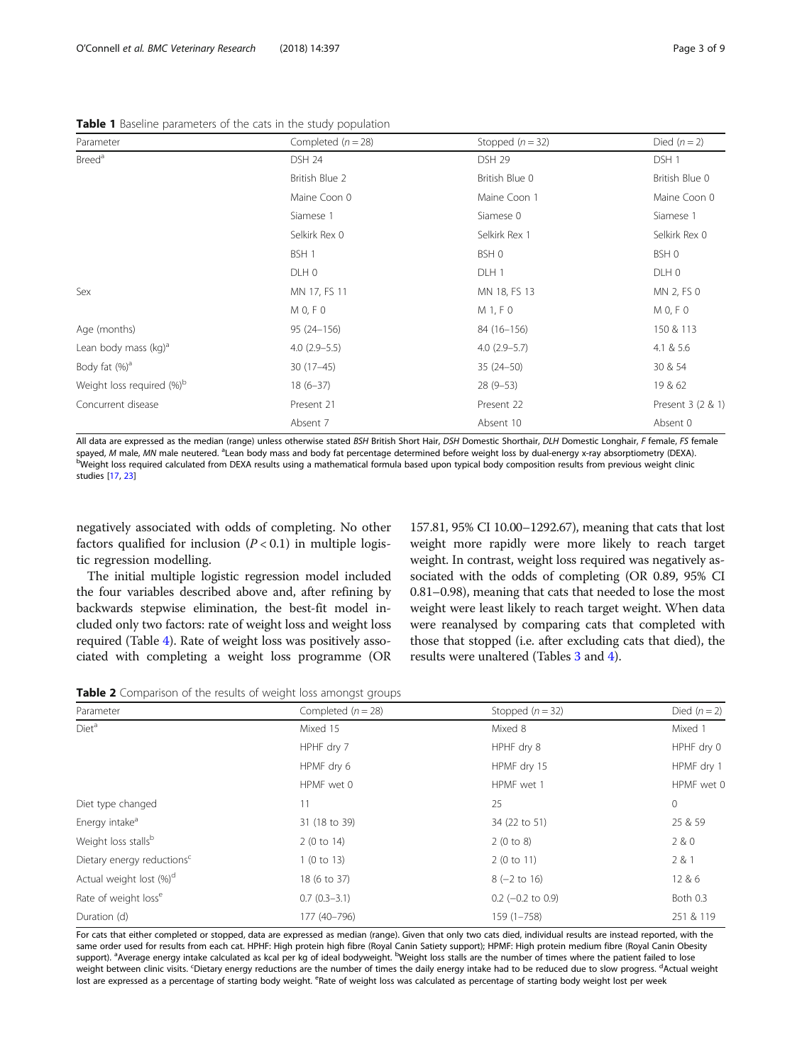**Table 1** Baseline parameters of the cats in the study population

| Parameter | Completed (n = 28) | Stopped (n = 32) | Died (n = 2) |
|---|---|---|---|
| Breed[a] | DSH 24 | DSH 29 | DSH 1 |
| | British Blue 2 | British Blue 0 | British Blue 0 |
| | Maine Coon 0 | Maine Coon 1 | Maine Coon 0 |
| | Siamese 1 | Siamese 0 | Siamese 1 |
| | Selkirk Rex 0 | Selkirk Rex 1 | Selkirk Rex 0 |
| | BSH 1 | BSH 0 | BSH 0 |
| | DLH 0 | DLH 1 | DLH 0 |
| Sex | MN 17, FS 11 | MN 18, FS 13 | MN 2, FS 0 |
| | M 0, F 0 | M 1, F 0 | M 0, F 0 |
| Age (months) | 95 (24–156) | 84 (16–156) | 150 & 113 |
| Lean body mass (kg)[a] | 4.0 (2.9–5.5) | 4.0 (2.9–5.7) | 4.1 & 5.6 |
| Body fat (%)[a] | 30 (17–45) | 35 (24–50) | 30 & 54 |
| Weight loss required (%)[b] | 18 (6–37) | 28 (9–53) | 19 & 62 |
| Concurrent disease | Present 21 | Present 22 | Present 3 (2 & 1) |
| | Absent 7 | Absent 10 | Absent 0 |

All data are expressed as the median (range) unless otherwise stated *BSH* British Short Hair, *DSH* Domestic Shorthair, *DLH* Domestic Longhair, *F* female, *FS* female spayed, *M* male, *MN* male neutered. [a]Lean body mass and body fat percentage determined before weight loss by dual-energy x-ray absorptiometry (DEXA). [b]Weight loss required calculated from DEXA results using a mathematical formula based upon typical body composition results from previous weight clinic studies [17, 23]

negatively associated with odds of completing. No other factors qualified for inclusion ($P < 0.1$) in multiple logistic regression modelling.

The initial multiple logistic regression model included the four variables described above and, after refining by backwards stepwise elimination, the best-fit model included only two factors: rate of weight loss and weight loss required (Table 4). Rate of weight loss was positively associated with completing a weight loss programme (OR 157.81, 95% CI 10.00–1292.67), meaning that cats that lost weight more rapidly were more likely to reach target weight. In contrast, weight loss required was negatively associated with the odds of completing (OR 0.89, 95% CI 0.81–0.98), meaning that cats that needed to lose the most weight were least likely to reach target weight. When data were reanalysed by comparing cats that completed with those that stopped (i.e. after excluding cats that died), the results were unaltered (Tables 3 and 4).

**Table 2** Comparison of the results of weight loss amongst groups

| Parameter | Completed (n = 28) | Stopped (n = 32) | Died (n = 2) |
|---|---|---|---|
| Diet[a] | Mixed 15 | Mixed 8 | Mixed 1 |
| | HPHF dry 7 | HPHF dry 8 | HPHF dry 0 |
| | HPMF dry 6 | HPMF dry 15 | HPMF dry 1 |
| | HPMF wet 0 | HPMF wet 1 | HPMF wet 0 |
| Diet type changed | 11 | 25 | 0 |
| Energy intake[a] | 31 (18 to 39) | 34 (22 to 51) | 25 & 59 |
| Weight loss stalls[b] | 2 (0 to 14) | 2 (0 to 8) | 2 & 0 |
| Dietary energy reductions[c] | 1 (0 to 13) | 2 (0 to 11) | 2 & 1 |
| Actual weight lost (%)[d] | 18 (6 to 37) | 8 (−2 to 16) | 12 & 6 |
| Rate of weight loss[e] | 0.7 (0.3–3.1) | 0.2 (−0.2 to 0.9) | Both 0.3 |
| Duration (d) | 177 (40–796) | 159 (1–758) | 251 & 119 |

For cats that either completed or stopped, data are expressed as median (range). Given that only two cats died, individual results are instead reported, with the same order used for results from each cat. HPHF: High protein high fibre (Royal Canin Satiety support); HPMF: High protein medium fibre (Royal Canin Obesity support). [a]Average energy intake calculated as kcal per kg of ideal bodyweight. [b]Weight loss stalls are the number of times where the patient failed to lose weight between clinic visits. [c]Dietary energy reductions are the number of times the daily energy intake had to be reduced due to slow progress. [d]Actual weight lost are expressed as a percentage of starting body weight. [e]Rate of weight loss was calculated as percentage of starting body weight lost per week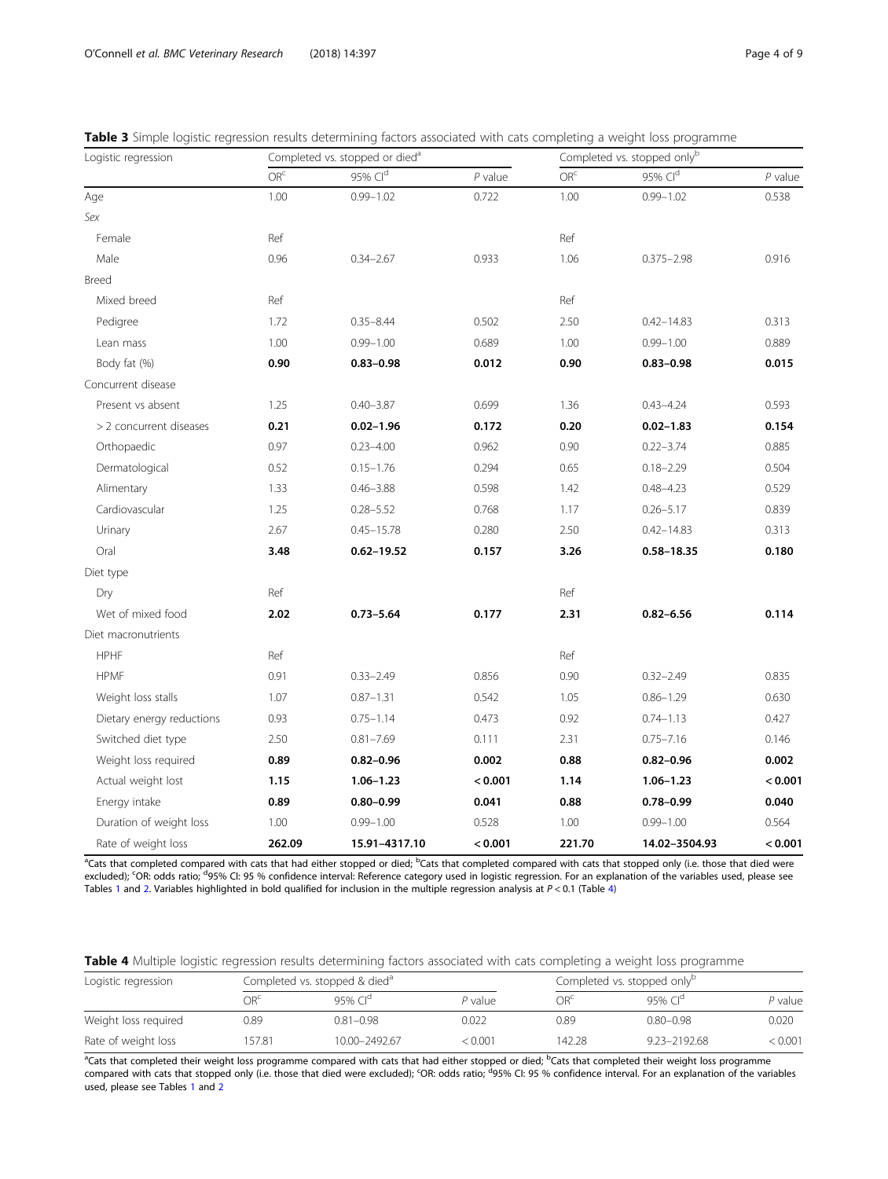**Table 3** Simple logistic regression results determining factors associated with cats completing a weight loss programme

| Logistic regression | Completed vs. stopped or died[a] | | | Completed vs. stopped only[b] | | |
|---|---|---|---|---|---|---|
| | OR[c] | 95% CI[d] | *P* value | OR[c] | 95% CI[d] | *P* value |
| Age | 1.00 | 0.99–1.02 | 0.722 | 1.00 | 0.99–1.02 | 0.538 |
| *Sex* | | | | | | |
| Female | Ref | | | Ref | | |
| Male | 0.96 | 0.34–2.67 | 0.933 | 1.06 | 0.375–2.98 | 0.916 |
| Breed | | | | | | |
| Mixed breed | Ref | | | Ref | | |
| Pedigree | 1.72 | 0.35–8.44 | 0.502 | 2.50 | 0.42–14.83 | 0.313 |
| Lean mass | 1.00 | 0.99–1.00 | 0.689 | 1.00 | 0.99–1.00 | 0.889 |
| Body fat (%) | **0.90** | **0.83–0.98** | **0.012** | **0.90** | **0.83–0.98** | **0.015** |
| Concurrent disease | | | | | | |
| Present vs absent | 1.25 | 0.40–3.87 | 0.699 | 1.36 | 0.43–4.24 | 0.593 |
| > 2 concurrent diseases | **0.21** | **0.02–1.96** | **0.172** | **0.20** | **0.02–1.83** | **0.154** |
| Orthopaedic | 0.97 | 0.23–4.00 | 0.962 | 0.90 | 0.22–3.74 | 0.885 |
| Dermatological | 0.52 | 0.15–1.76 | 0.294 | 0.65 | 0.18–2.29 | 0.504 |
| Alimentary | 1.33 | 0.46–3.88 | 0.598 | 1.42 | 0.48–4.23 | 0.529 |
| Cardiovascular | 1.25 | 0.28–5.52 | 0.768 | 1.17 | 0.26–5.17 | 0.839 |
| Urinary | 2.67 | 0.45–15.78 | 0.280 | 2.50 | 0.42–14.83 | 0.313 |
| Oral | **3.48** | **0.62–19.52** | **0.157** | **3.26** | **0.58–18.35** | **0.180** |
| Diet type | | | | | | |
| Dry | Ref | | | Ref | | |
| Wet of mixed food | **2.02** | **0.73–5.64** | **0.177** | **2.31** | **0.82–6.56** | **0.114** |
| Diet macronutrients | | | | | | |
| HPHF | Ref | | | Ref | | |
| HPMF | 0.91 | 0.33–2.49 | 0.856 | 0.90 | 0.32–2.49 | 0.835 |
| Weight loss stalls | 1.07 | 0.87–1.31 | 0.542 | 1.05 | 0.86–1.29 | 0.630 |
| Dietary energy reductions | 0.93 | 0.75–1.14 | 0.473 | 0.92 | 0.74–1.13 | 0.427 |
| Switched diet type | 2.50 | 0.81–7.69 | 0.111 | 2.31 | 0.75–7.16 | 0.146 |
| Weight loss required | **0.89** | **0.82–0.96** | **0.002** | **0.88** | **0.82–0.96** | **0.002** |
| Actual weight lost | **1.15** | **1.06–1.23** | **< 0.001** | **1.14** | **1.06–1.23** | **< 0.001** |
| Energy intake | **0.89** | **0.80–0.99** | **0.041** | **0.88** | **0.78–0.99** | **0.040** |
| Duration of weight loss | 1.00 | 0.99–1.00 | 0.528 | 1.00 | 0.99–1.00 | 0.564 |
| Rate of weight loss | **262.09** | **15.91–4317.10** | **< 0.001** | **221.70** | **14.02–3504.93** | **< 0.001** |

[a]Cats that completed compared with cats that had either stopped or died; [b]Cats that completed compared with cats that stopped only (i.e. those that died were excluded); [c]OR: odds ratio; [d]95% CI: 95 % confidence interval: Reference category used in logistic regression. For an explanation of the variables used, please see Tables 1 and 2. Variables highlighted in bold qualified for inclusion in the multiple regression analysis at $P < 0.1$ (Table 4)

**Table 4** Multiple logistic regression results determining factors associated with cats completing a weight loss programme

| Logistic regression | Completed vs. stopped & died[a] | | | Completed vs. stopped only[b] | | |
|---|---|---|---|---|---|---|
| | OR[c] | 95% CI[d] | *P* value | OR[c] | 95% CI[d] | *P* value |
| Weight loss required | 0.89 | 0.81–0.98 | 0.022 | 0.89 | 0.80–0.98 | 0.020 |
| Rate of weight loss | 157.81 | 10.00–2492.67 | < 0.001 | 142.28 | 9.23–2192.68 | < 0.001 |

[a]Cats that completed their weight loss programme compared with cats that had either stopped or died; [b]Cats that completed their weight loss programme compared with cats that stopped only (i.e. those that died were excluded); [c]OR: odds ratio; [d]95% CI: 95 % confidence interval. For an explanation of the variables used, please see Tables 1 and 2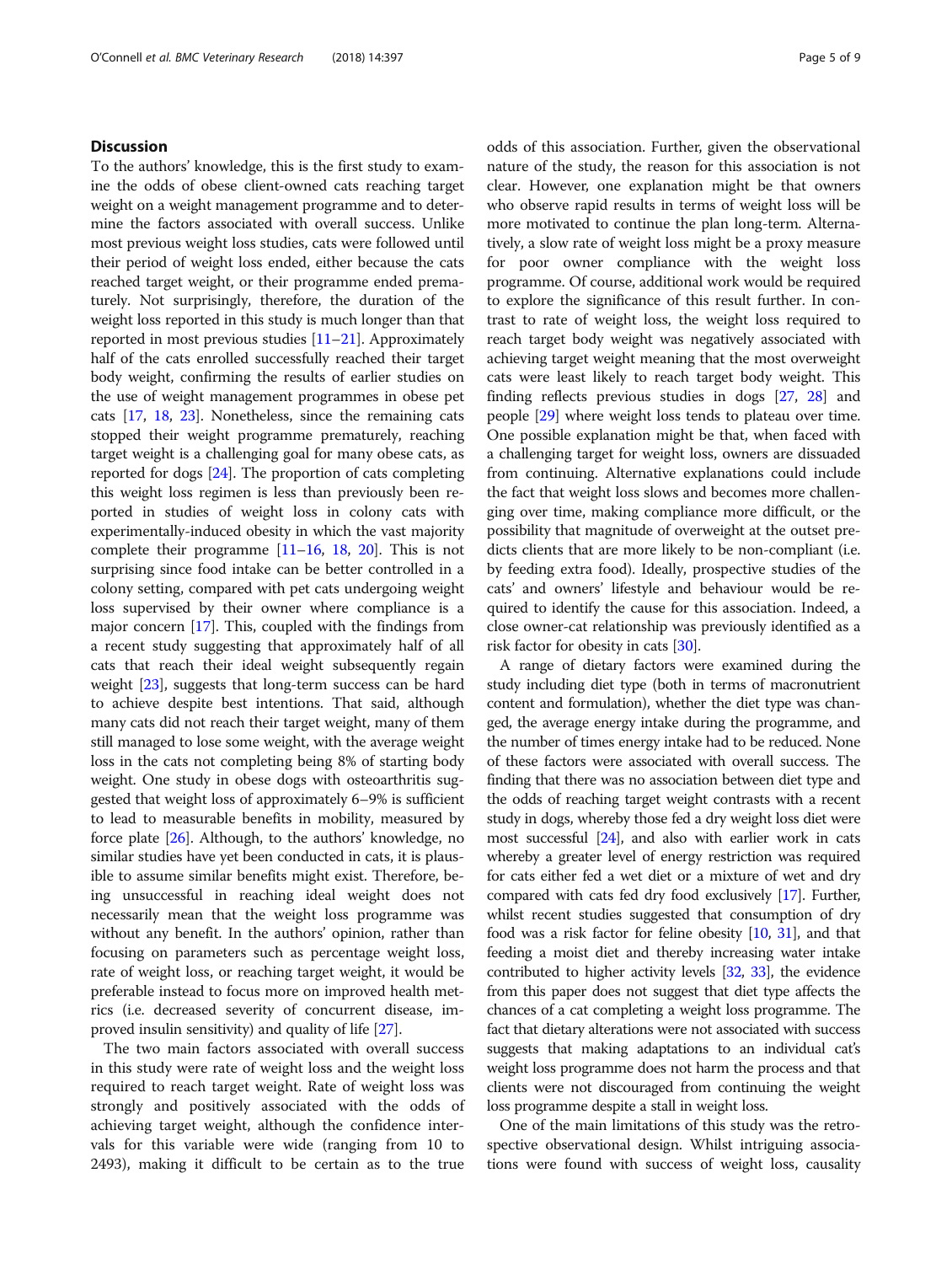## Discussion

To the authors' knowledge, this is the first study to examine the odds of obese client-owned cats reaching target weight on a weight management programme and to determine the factors associated with overall success. Unlike most previous weight loss studies, cats were followed until their period of weight loss ended, either because the cats reached target weight, or their programme ended prematurely. Not surprisingly, therefore, the duration of the weight loss reported in this study is much longer than that reported in most previous studies [11–21]. Approximately half of the cats enrolled successfully reached their target body weight, confirming the results of earlier studies on the use of weight management programmes in obese pet cats [17, 18, 23]. Nonetheless, since the remaining cats stopped their weight programme prematurely, reaching target weight is a challenging goal for many obese cats, as reported for dogs [24]. The proportion of cats completing this weight loss regimen is less than previously been reported in studies of weight loss in colony cats with experimentally-induced obesity in which the vast majority complete their programme [11–16, 18, 20]. This is not surprising since food intake can be better controlled in a colony setting, compared with pet cats undergoing weight loss supervised by their owner where compliance is a major concern [17]. This, coupled with the findings from a recent study suggesting that approximately half of all cats that reach their ideal weight subsequently regain weight [23], suggests that long-term success can be hard to achieve despite best intentions. That said, although many cats did not reach their target weight, many of them still managed to lose some weight, with the average weight loss in the cats not completing being 8% of starting body weight. One study in obese dogs with osteoarthritis suggested that weight loss of approximately 6–9% is sufficient to lead to measurable benefits in mobility, measured by force plate [26]. Although, to the authors' knowledge, no similar studies have yet been conducted in cats, it is plausible to assume similar benefits might exist. Therefore, being unsuccessful in reaching ideal weight does not necessarily mean that the weight loss programme was without any benefit. In the authors' opinion, rather than focusing on parameters such as percentage weight loss, rate of weight loss, or reaching target weight, it would be preferable instead to focus more on improved health metrics (i.e. decreased severity of concurrent disease, improved insulin sensitivity) and quality of life [27].

The two main factors associated with overall success in this study were rate of weight loss and the weight loss required to reach target weight. Rate of weight loss was strongly and positively associated with the odds of achieving target weight, although the confidence intervals for this variable were wide (ranging from 10 to 2493), making it difficult to be certain as to the true odds of this association. Further, given the observational nature of the study, the reason for this association is not clear. However, one explanation might be that owners who observe rapid results in terms of weight loss will be more motivated to continue the plan long-term. Alternatively, a slow rate of weight loss might be a proxy measure for poor owner compliance with the weight loss programme. Of course, additional work would be required to explore the significance of this result further. In contrast to rate of weight loss, the weight loss required to reach target body weight was negatively associated with achieving target weight meaning that the most overweight cats were least likely to reach target body weight. This finding reflects previous studies in dogs [27, 28] and people [29] where weight loss tends to plateau over time. One possible explanation might be that, when faced with a challenging target for weight loss, owners are dissuaded from continuing. Alternative explanations could include the fact that weight loss slows and becomes more challenging over time, making compliance more difficult, or the possibility that magnitude of overweight at the outset predicts clients that are more likely to be non-compliant (i.e. by feeding extra food). Ideally, prospective studies of the cats' and owners' lifestyle and behaviour would be required to identify the cause for this association. Indeed, a close owner-cat relationship was previously identified as a risk factor for obesity in cats [30].

A range of dietary factors were examined during the study including diet type (both in terms of macronutrient content and formulation), whether the diet type was changed, the average energy intake during the programme, and the number of times energy intake had to be reduced. None of these factors were associated with overall success. The finding that there was no association between diet type and the odds of reaching target weight contrasts with a recent study in dogs, whereby those fed a dry weight loss diet were most successful [24], and also with earlier work in cats whereby a greater level of energy restriction was required for cats either fed a wet diet or a mixture of wet and dry compared with cats fed dry food exclusively [17]. Further, whilst recent studies suggested that consumption of dry food was a risk factor for feline obesity [10, 31], and that feeding a moist diet and thereby increasing water intake contributed to higher activity levels [32, 33], the evidence from this paper does not suggest that diet type affects the chances of a cat completing a weight loss programme. The fact that dietary alterations were not associated with success suggests that making adaptations to an individual cat's weight loss programme does not harm the process and that clients were not discouraged from continuing the weight loss programme despite a stall in weight loss.

One of the main limitations of this study was the retrospective observational design. Whilst intriguing associations were found with success of weight loss, causality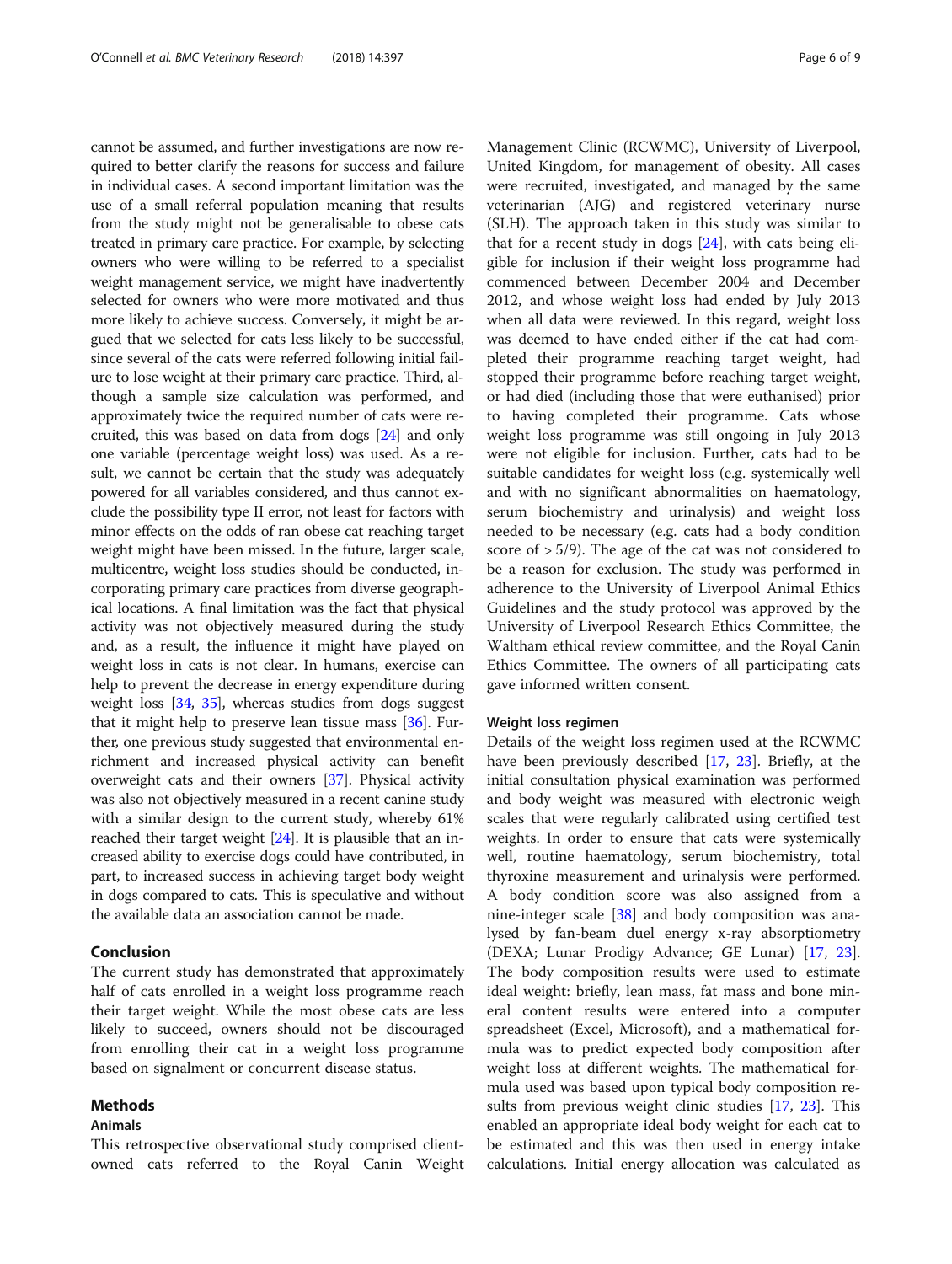cannot be assumed, and further investigations are now required to better clarify the reasons for success and failure in individual cases. A second important limitation was the use of a small referral population meaning that results from the study might not be generalisable to obese cats treated in primary care practice. For example, by selecting owners who were willing to be referred to a specialist weight management service, we might have inadvertently selected for owners who were more motivated and thus more likely to achieve success. Conversely, it might be argued that we selected for cats less likely to be successful, since several of the cats were referred following initial failure to lose weight at their primary care practice. Third, although a sample size calculation was performed, and approximately twice the required number of cats were recruited, this was based on data from dogs [24] and only one variable (percentage weight loss) was used. As a result, we cannot be certain that the study was adequately powered for all variables considered, and thus cannot exclude the possibility type II error, not least for factors with minor effects on the odds of ran obese cat reaching target weight might have been missed. In the future, larger scale, multicentre, weight loss studies should be conducted, incorporating primary care practices from diverse geographical locations. A final limitation was the fact that physical activity was not objectively measured during the study and, as a result, the influence it might have played on weight loss in cats is not clear. In humans, exercise can help to prevent the decrease in energy expenditure during weight loss [34, 35], whereas studies from dogs suggest that it might help to preserve lean tissue mass [36]. Further, one previous study suggested that environmental enrichment and increased physical activity can benefit overweight cats and their owners [37]. Physical activity was also not objectively measured in a recent canine study with a similar design to the current study, whereby 61% reached their target weight [24]. It is plausible that an increased ability to exercise dogs could have contributed, in part, to increased success in achieving target body weight in dogs compared to cats. This is speculative and without the available data an association cannot be made.

## Conclusion

The current study has demonstrated that approximately half of cats enrolled in a weight loss programme reach their target weight. While the most obese cats are less likely to succeed, owners should not be discouraged from enrolling their cat in a weight loss programme based on signalment or concurrent disease status.

## Methods

### Animals

This retrospective observational study comprised client-owned cats referred to the Royal Canin Weight Management Clinic (RCWMC), University of Liverpool, United Kingdom, for management of obesity. All cases were recruited, investigated, and managed by the same veterinarian (AJG) and registered veterinary nurse (SLH). The approach taken in this study was similar to that for a recent study in dogs [24], with cats being eligible for inclusion if their weight loss programme had commenced between December 2004 and December 2012, and whose weight loss had ended by July 2013 when all data were reviewed. In this regard, weight loss was deemed to have ended either if the cat had completed their programme reaching target weight, had stopped their programme before reaching target weight, or had died (including those that were euthanised) prior to having completed their programme. Cats whose weight loss programme was still ongoing in July 2013 were not eligible for inclusion. Further, cats had to be suitable candidates for weight loss (e.g. systemically well and with no significant abnormalities on haematology, serum biochemistry and urinalysis) and weight loss needed to be necessary (e.g. cats had a body condition score of > 5/9). The age of the cat was not considered to be a reason for exclusion. The study was performed in adherence to the University of Liverpool Animal Ethics Guidelines and the study protocol was approved by the University of Liverpool Research Ethics Committee, the Waltham ethical review committee, and the Royal Canin Ethics Committee. The owners of all participating cats gave informed written consent.

### Weight loss regimen

Details of the weight loss regimen used at the RCWMC have been previously described [17, 23]. Briefly, at the initial consultation physical examination was performed and body weight was measured with electronic weigh scales that were regularly calibrated using certified test weights. In order to ensure that cats were systemically well, routine haematology, serum biochemistry, total thyroxine measurement and urinalysis were performed. A body condition score was also assigned from a nine-integer scale [38] and body composition was analysed by fan-beam duel energy x-ray absorptiometry (DEXA; Lunar Prodigy Advance; GE Lunar) [17, 23]. The body composition results were used to estimate ideal weight: briefly, lean mass, fat mass and bone mineral content results were entered into a computer spreadsheet (Excel, Microsoft), and a mathematical formula was to predict expected body composition after weight loss at different weights. The mathematical formula used was based upon typical body composition results from previous weight clinic studies [17, 23]. This enabled an appropriate ideal body weight for each cat to be estimated and this was then used in energy intake calculations. Initial energy allocation was calculated as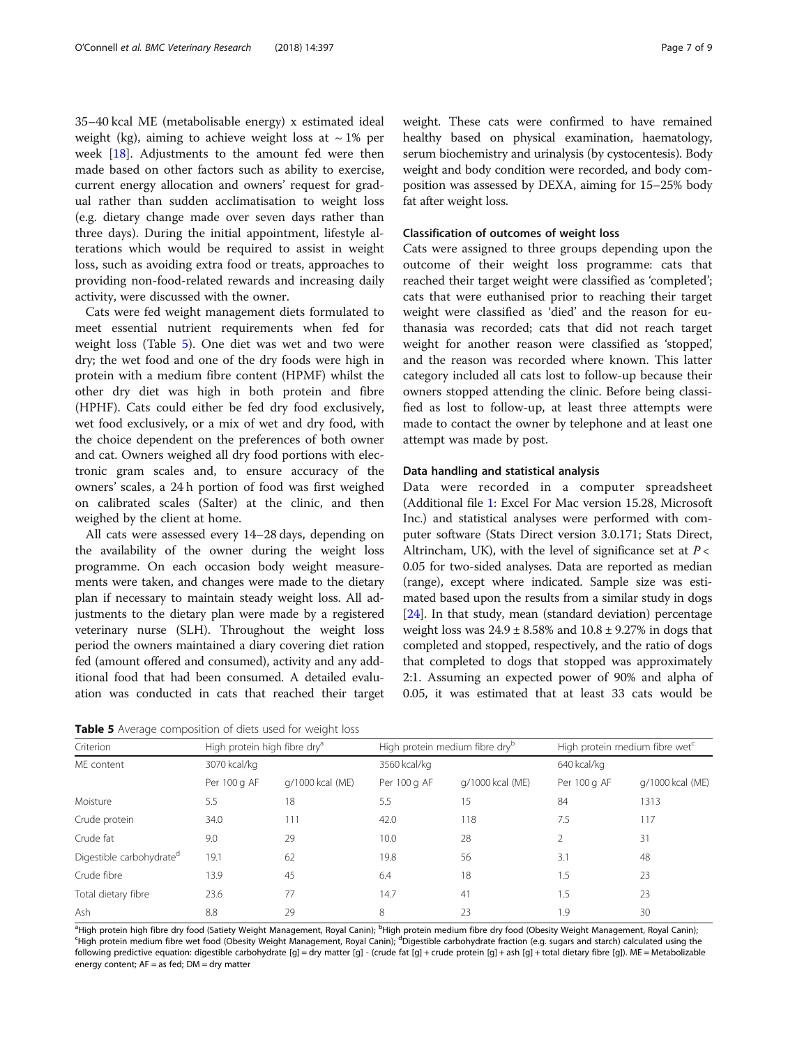35–40 kcal ME (metabolisable energy) x estimated ideal weight (kg), aiming to achieve weight loss at ~ 1% per week [18]. Adjustments to the amount fed were then made based on other factors such as ability to exercise, current energy allocation and owners' request for gradual rather than sudden acclimatisation to weight loss (e.g. dietary change made over seven days rather than three days). During the initial appointment, lifestyle alterations which would be required to assist in weight loss, such as avoiding extra food or treats, approaches to providing non-food-related rewards and increasing daily activity, were discussed with the owner.

Cats were fed weight management diets formulated to meet essential nutrient requirements when fed for weight loss (Table 5). One diet was wet and two were dry; the wet food and one of the dry foods were high in protein with a medium fibre content (HPMF) whilst the other dry diet was high in both protein and fibre (HPHF). Cats could either be fed dry food exclusively, wet food exclusively, or a mix of wet and dry food, with the choice dependent on the preferences of both owner and cat. Owners weighed all dry food portions with electronic gram scales and, to ensure accuracy of the owners' scales, a 24 h portion of food was first weighed on calibrated scales (Salter) at the clinic, and then weighed by the client at home.

All cats were assessed every 14–28 days, depending on the availability of the owner during the weight loss programme. On each occasion body weight measurements were taken, and changes were made to the dietary plan if necessary to maintain steady weight loss. All adjustments to the dietary plan were made by a registered veterinary nurse (SLH). Throughout the weight loss period the owners maintained a diary covering diet ration fed (amount offered and consumed), activity and any additional food that had been consumed. A detailed evaluation was conducted in cats that reached their target weight. These cats were confirmed to have remained healthy based on physical examination, haematology, serum biochemistry and urinalysis (by cystocentesis). Body weight and body condition were recorded, and body composition was assessed by DEXA, aiming for 15–25% body fat after weight loss.

### Classification of outcomes of weight loss

Cats were assigned to three groups depending upon the outcome of their weight loss programme: cats that reached their target weight were classified as 'completed'; cats that were euthanised prior to reaching their target weight were classified as 'died' and the reason for euthanasia was recorded; cats that did not reach target weight for another reason were classified as 'stopped', and the reason was recorded where known. This latter category included all cats lost to follow-up because their owners stopped attending the clinic. Before being classified as lost to follow-up, at least three attempts were made to contact the owner by telephone and at least one attempt was made by post.

### Data handling and statistical analysis

Data were recorded in a computer spreadsheet (Additional file 1: Excel For Mac version 15.28, Microsoft Inc.) and statistical analyses were performed with computer software (Stats Direct version 3.0.171; Stats Direct, Altrincham, UK), with the level of significance set at $P < 0.05$ for two-sided analyses. Data are reported as median (range), except where indicated. Sample size was estimated based upon the results from a similar study in dogs [24]. In that study, mean (standard deviation) percentage weight loss was $24.9 \pm 8.58\%$ and $10.8 \pm 9.27\%$ in dogs that completed and stopped, respectively, and the ratio of dogs that completed to dogs that stopped was approximately 2:1. Assuming an expected power of 90% and alpha of 0.05, it was estimated that at least 33 cats would be

**Table 5** Average composition of diets used for weight loss

| Criterion | High protein high fibre dry[a] | | High protein medium fibre dry[b] | | High protein medium fibre wet[c] | |
|---|---|---|---|---|---|---|
| ME content | 3070 kcal/kg | | 3560 kcal/kg | | 640 kcal/kg | |
| | Per 100 g AF | g/1000 kcal (ME) | Per 100 g AF | g/1000 kcal (ME) | Per 100 g AF | g/1000 kcal (ME) |
| Moisture | 5.5 | 18 | 5.5 | 15 | 84 | 1313 |
| Crude protein | 34.0 | 111 | 42.0 | 118 | 7.5 | 117 |
| Crude fat | 9.0 | 29 | 10.0 | 28 | 2 | 31 |
| Digestible carbohydrate[d] | 19.1 | 62 | 19.8 | 56 | 3.1 | 48 |
| Crude fibre | 13.9 | 45 | 6.4 | 18 | 1.5 | 23 |
| Total dietary fibre | 23.6 | 77 | 14.7 | 41 | 1.5 | 23 |
| Ash | 8.8 | 29 | 8 | 23 | 1.9 | 30 |

[a]High protein high fibre dry food (Satiety Weight Management, Royal Canin); [b]High protein medium fibre dry food (Obesity Weight Management, Royal Canin); [c]High protein medium fibre wet food (Obesity Weight Management, Royal Canin); [d]Digestible carbohydrate fraction (e.g. sugars and starch) calculated using the following predictive equation: digestible carbohydrate [g] = dry matter [g] - (crude fat [g] + crude protein [g] + ash [g] + total dietary fibre [g]). ME = Metabolizable energy content; AF = as fed; DM = dry matter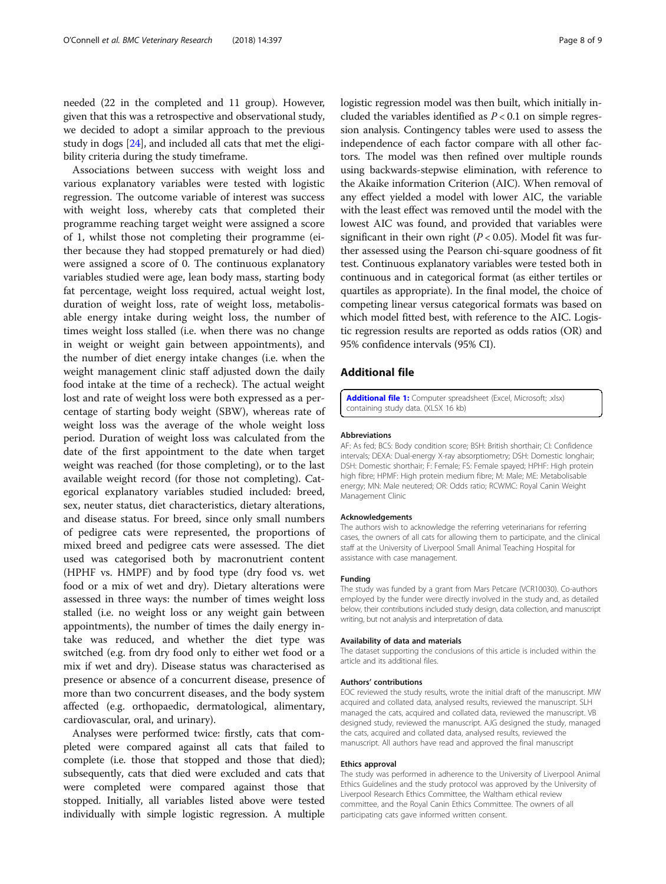needed (22 in the completed and 11 group). However, given that this was a retrospective and observational study, we decided to adopt a similar approach to the previous study in dogs [24], and included all cats that met the eligibility criteria during the study timeframe.

Associations between success with weight loss and various explanatory variables were tested with logistic regression. The outcome variable of interest was success with weight loss, whereby cats that completed their programme reaching target weight were assigned a score of 1, whilst those not completing their programme (either because they had stopped prematurely or had died) were assigned a score of 0. The continuous explanatory variables studied were age, lean body mass, starting body fat percentage, weight loss required, actual weight lost, duration of weight loss, rate of weight loss, metabolisable energy intake during weight loss, the number of times weight loss stalled (i.e. when there was no change in weight or weight gain between appointments), and the number of diet energy intake changes (i.e. when the weight management clinic staff adjusted down the daily food intake at the time of a recheck). The actual weight lost and rate of weight loss were both expressed as a percentage of starting body weight (SBW), whereas rate of weight loss was the average of the whole weight loss period. Duration of weight loss was calculated from the date of the first appointment to the date when target weight was reached (for those completing), or to the last available weight record (for those not completing). Categorical explanatory variables studied included: breed, sex, neuter status, diet characteristics, dietary alterations, and disease status. For breed, since only small numbers of pedigree cats were represented, the proportions of mixed breed and pedigree cats were assessed. The diet used was categorised both by macronutrient content (HPHF vs. HMPF) and by food type (dry food vs. wet food or a mix of wet and dry). Dietary alterations were assessed in three ways: the number of times weight loss stalled (i.e. no weight loss or any weight gain between appointments), the number of times the daily energy intake was reduced, and whether the diet type was switched (e.g. from dry food only to either wet food or a mix if wet and dry). Disease status was characterised as presence or absence of a concurrent disease, presence of more than two concurrent diseases, and the body system affected (e.g. orthopaedic, dermatological, alimentary, cardiovascular, oral, and urinary).

Analyses were performed twice: firstly, cats that completed were compared against all cats that failed to complete (i.e. those that stopped and those that died); subsequently, cats that died were excluded and cats that were completed were compared against those that stopped. Initially, all variables listed above were tested individually with simple logistic regression. A multiple logistic regression model was then built, which initially included the variables identified as $P < 0.1$ on simple regression analysis. Contingency tables were used to assess the independence of each factor compare with all other factors. The model was then refined over multiple rounds using backwards-stepwise elimination, with reference to the Akaike information Criterion (AIC). When removal of any effect yielded a model with lower AIC, the variable with the least effect was removed until the model with the lowest AIC was found, and provided that variables were significant in their own right ($P < 0.05$). Model fit was further assessed using the Pearson chi-square goodness of fit test. Continuous explanatory variables were tested both in continuous and in categorical format (as either tertiles or quartiles as appropriate). In the final model, the choice of competing linear versus categorical formats was based on which model fitted best, with reference to the AIC. Logistic regression results are reported as odds ratios (OR) and 95% confidence intervals (95% CI).

## Additional file

**Additional file 1:** Computer spreadsheet (Excel, Microsoft; .xlsx) containing study data. (XLSX 16 kb)

### Abbreviations

AF: As fed; BCS: Body condition score; BSH: British shorthair; CI: Confidence intervals; DEXA: Dual-energy X-ray absorptiometry; DSH: Domestic longhair; DSH: Domestic shorthair; F: Female; FS: Female spayed; HPHF: High protein high fibre; HPMF: High protein medium fibre; M: Male; ME: Metabolisable energy; MN: Male neutered; OR: Odds ratio; RCWMC: Royal Canin Weight Management Clinic

### Acknowledgements

The authors wish to acknowledge the referring veterinarians for referring cases, the owners of all cats for allowing them to participate, and the clinical staff at the University of Liverpool Small Animal Teaching Hospital for assistance with case management.

### Funding

The study was funded by a grant from Mars Petcare (VCR10030). Co-authors employed by the funder were directly involved in the study and, as detailed below, their contributions included study design, data collection, and manuscript writing, but not analysis and interpretation of data.

### Availability of data and materials

The dataset supporting the conclusions of this article is included within the article and its additional files.

### Authors' contributions

EOC reviewed the study results, wrote the initial draft of the manuscript. MW acquired and collated data, analysed results, reviewed the manuscript. SLH managed the cats, acquired and collated data, reviewed the manuscript. VB designed study, reviewed the manuscript. AJG designed the study, managed the cats, acquired and collated data, analysed results, reviewed the manuscript. All authors have read and approved the final manuscript

### Ethics approval

The study was performed in adherence to the University of Liverpool Animal Ethics Guidelines and the study protocol was approved by the University of Liverpool Research Ethics Committee, the Waltham ethical review committee, and the Royal Canin Ethics Committee. The owners of all participating cats gave informed written consent.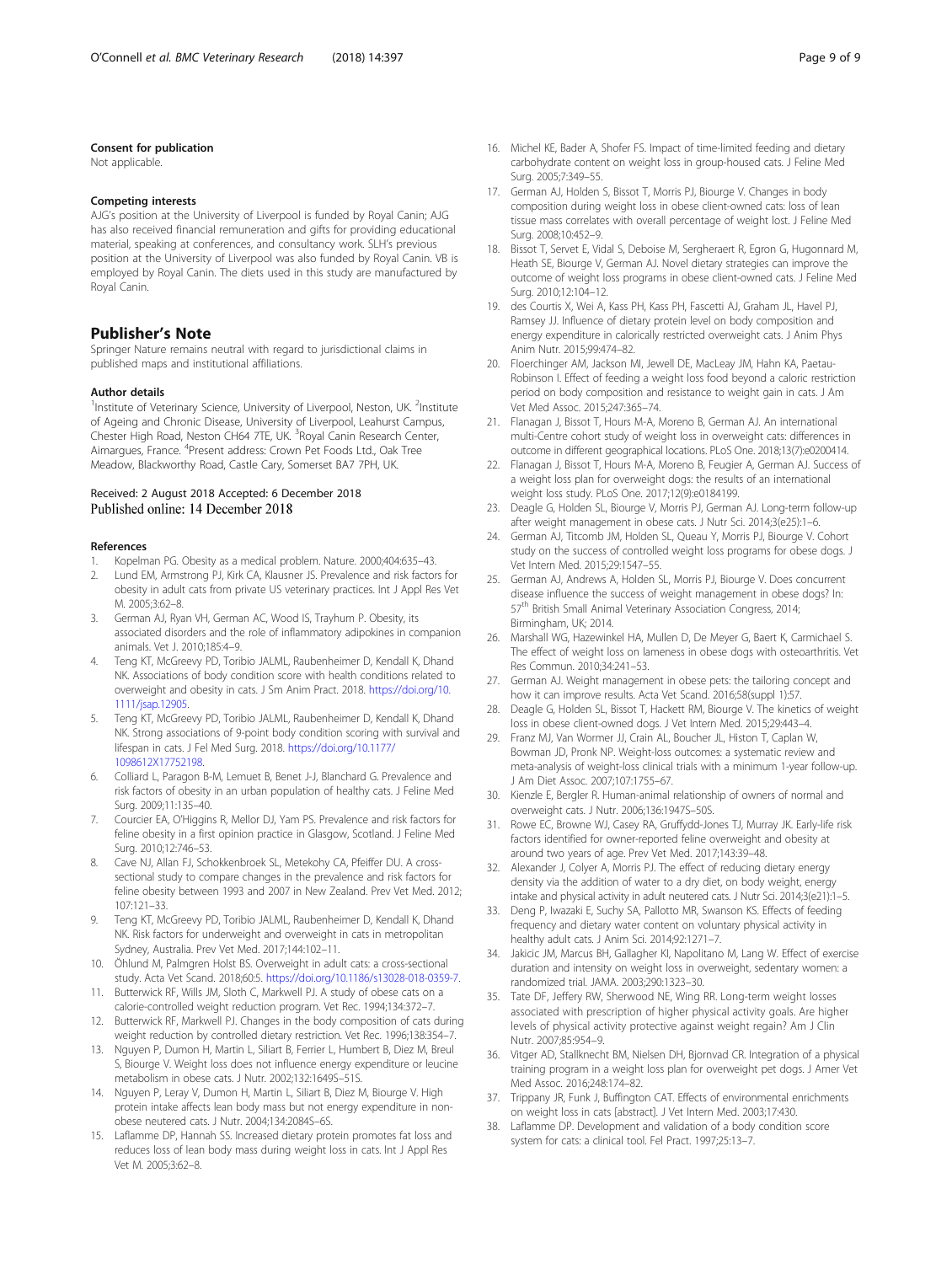### Consent for publication

Not applicable.

### Competing interests

AJG's position at the University of Liverpool is funded by Royal Canin; AJG has also received financial remuneration and gifts for providing educational material, speaking at conferences, and consultancy work. SLH's previous position at the University of Liverpool was also funded by Royal Canin. VB is employed by Royal Canin. The diets used in this study are manufactured by Royal Canin.

## Publisher's Note

Springer Nature remains neutral with regard to jurisdictional claims in published maps and institutional affiliations.

### Author details

[1]Institute of Veterinary Science, University of Liverpool, Neston, UK. [2]Institute of Ageing and Chronic Disease, University of Liverpool, Leahurst Campus, Chester High Road, Neston CH64 7TE, UK. [3]Royal Canin Research Center, Aimargues, France. [4]Present address: Crown Pet Foods Ltd., Oak Tree Meadow, Blackworthy Road, Castle Cary, Somerset BA7 7PH, UK.

Received: 2 August 2018 Accepted: 6 December 2018
Published online: 14 December 2018

### References

1. Kopelman PG. Obesity as a medical problem. Nature. 2000;404:635–43.
2. Lund EM, Armstrong PJ, Kirk CA, Klausner JS. Prevalence and risk factors for obesity in adult cats from private US veterinary practices. Int J Appl Res Vet M. 2005;3:62–8.
3. German AJ, Ryan VH, German AC, Wood IS, Trayhurn P. Obesity, its associated disorders and the role of inflammatory adipokines in companion animals. Vet J. 2010;185:4–9.
4. Teng KT, McGreevy PD, Toribio JALML, Raubenheimer D, Kendall K, Dhand NK. Associations of body condition score with health conditions related to overweight and obesity in cats. J Sm Anim Pract. 2018. https://doi.org/10.1111/jsap.12905.
5. Teng KT, McGreevy PD, Toribio JALML, Raubenheimer D, Kendall K, Dhand NK. Strong associations of 9-point body condition scoring with survival and lifespan in cats. J Fel Med Surg. 2018. https://doi.org/10.1177/1098612X17752198.
6. Colliard L, Paragon B-M, Lemuet B, Benet J-J, Blanchard G. Prevalence and risk factors of obesity in an urban population of healthy cats. J Feline Med Surg. 2009;11:135–40.
7. Courcier EA, O'Higgins R, Mellor DJ, Yam PS. Prevalence and risk factors for feline obesity in a first opinion practice in Glasgow, Scotland. J Feline Med Surg. 2010;12:746–53.
8. Cave NJ, Allan FJ, Schokkenbroek SL, Metekohy CA, Pfeiffer DU. A cross-sectional study to compare changes in the prevalence and risk factors for feline obesity between 1993 and 2007 in New Zealand. Prev Vet Med. 2012;107:121–33.
9. Teng KT, McGreevy PD, Toribio JALML, Raubenheimer D, Kendall K, Dhand NK. Risk factors for underweight and overweight in cats in metropolitan Sydney, Australia. Prev Vet Med. 2017;144:102–11.
10. Öhlund M, Palmgren Holst BS. Overweight in adult cats: a cross-sectional study. Acta Vet Scand. 2018;60:5. https://doi.org/10.1186/s13028-018-0359-7.
11. Butterwick RF, Wills JM, Sloth C, Markwell PJ. A study of obese cats on a calorie-controlled weight reduction program. Vet Rec. 1994;134:372–7.
12. Butterwick RF, Markwell PJ. Changes in the body composition of cats during weight reduction by controlled dietary restriction. Vet Rec. 1996;138:354–7.
13. Nguyen P, Dumon H, Martin L, Siliart B, Ferrier L, Humbert B, Diez M, Breul S, Biourge V. Weight loss does not influence energy expenditure or leucine metabolism in obese cats. J Nutr. 2002;132:1649S–51S.
14. Nguyen P, Leray V, Dumon H, Martin L, Siliart B, Diez M, Biourge V. High protein intake affects lean body mass but not energy expenditure in non-obese neutered cats. J Nutr. 2004;134:2084S–6S.
15. Laflamme DP, Hannah SS. Increased dietary protein promotes fat loss and reduces loss of lean body mass during weight loss in cats. Int J Appl Res Vet M. 2005;3:62–8.
16. Michel KE, Bader A, Shofer FS. Impact of time-limited feeding and dietary carbohydrate content on weight loss in group-housed cats. J Feline Med Surg. 2005;7:349–55.
17. German AJ, Holden S, Bissot T, Morris PJ, Biourge V. Changes in body composition during weight loss in obese client-owned cats: loss of lean tissue mass correlates with overall percentage of weight lost. J Feline Med Surg. 2008;10:452–9.
18. Bissot T, Servet E, Vidal S, Deboise M, Sergheraert R, Egron G, Hugonnard M, Heath SE, Biourge V, German AJ. Novel dietary strategies can improve the outcome of weight loss programs in obese client-owned cats. J Feline Med Surg. 2010;12:104–12.
19. des Courtis X, Wei A, Kass PH, Kass PH, Fascetti AJ, Graham JL, Havel PJ, Ramsey JJ. Influence of dietary protein level on body composition and energy expenditure in calorically restricted overweight cats. J Anim Phys Anim Nutr. 2015;99:474–82.
20. Floerchinger AM, Jackson MI, Jewell DE, MacLeay JM, Hahn KA, Paetau-Robinson I. Effect of feeding a weight loss food beyond a caloric restriction period on body composition and resistance to weight gain in cats. J Am Vet Med Assoc. 2015;247:365–74.
21. Flanagan J, Bissot T, Hours M-A, Moreno B, German AJ. An international multi-Centre cohort study of weight loss in overweight cats: differences in outcome in different geographical locations. PLoS One. 2018;13(7):e0200414.
22. Flanagan J, Bissot T, Hours M-A, Moreno B, Feugier A, German AJ. Success of a weight loss plan for overweight dogs: the results of an international weight loss study. PLoS One. 2017;12(9):e0184199.
23. Deagle G, Holden SL, Biourge V, Morris PJ, German AJ. Long-term follow-up after weight management in obese cats. J Nutr Sci. 2014;3(e25):1–6.
24. German AJ, Titcomb JM, Holden SL, Queau Y, Morris PJ, Biourge V. Cohort study on the success of controlled weight loss programs for obese dogs. J Vet Intern Med. 2015;29:1547–55.
25. German AJ, Andrews A, Holden SL, Morris PJ, Biourge V. Does concurrent disease influence the success of weight management in obese dogs? In: 57[th] British Small Animal Veterinary Association Congress, 2014; Birmingham, UK; 2014.
26. Marshall WG, Hazewinkel HA, Mullen D, De Meyer G, Baert K, Carmichael S. The effect of weight loss on lameness in obese dogs with osteoarthritis. Vet Res Commun. 2010;34:241–53.
27. German AJ. Weight management in obese pets: the tailoring concept and how it can improve results. Acta Vet Scand. 2016;58(suppl 1):57.
28. Deagle G, Holden SL, Bissot T, Hackett RM, Biourge V. The kinetics of weight loss in obese client-owned dogs. J Vet Intern Med. 2015;29:443–4.
29. Franz MJ, Van Wormer JJ, Crain AL, Boucher JL, Histon T, Caplan W, Bowman JD, Pronk NP. Weight-loss outcomes: a systematic review and meta-analysis of weight-loss clinical trials with a minimum 1-year follow-up. J Am Diet Assoc. 2007;107:1755–67.
30. Kienzle E, Bergler R. Human-animal relationship of owners of normal and overweight cats. J Nutr. 2006;136:1947S–50S.
31. Rowe EC, Browne WJ, Casey RA, Gruffydd-Jones TJ, Murray JK. Early-life risk factors identified for owner-reported feline overweight and obesity at around two years of age. Prev Vet Med. 2017;143:39–48.
32. Alexander J, Colyer A, Morris PJ. The effect of reducing dietary energy density via the addition of water to a dry diet, on body weight, energy intake and physical activity in adult neutered cats. J Nutr Sci. 2014;3(e21):1–5.
33. Deng P, Iwazaki E, Suchy SA, Pallotto MR, Swanson KS. Effects of feeding frequency and dietary water content on voluntary physical activity in healthy adult cats. J Anim Sci. 2014;92:1271–7.
34. Jakicic JM, Marcus BH, Gallagher KI, Napolitano M, Lang W. Effect of exercise duration and intensity on weight loss in overweight, sedentary women: a randomized trial. JAMA. 2003;290:1323–30.
35. Tate DF, Jeffery RW, Sherwood NE, Wing RR. Long-term weight losses associated with prescription of higher physical activity goals. Are higher levels of physical activity protective against weight regain? Am J Clin Nutr. 2007;85:954–9.
36. Vitger AD, Stallknecht BM, Nielsen DH, Bjornvad CR. Integration of a physical training program in a weight loss plan for overweight pet dogs. J Amer Vet Med Assoc. 2016;248:174–82.
37. Trippany JR, Funk J, Buffington CAT. Effects of environmental enrichments on weight loss in cats [abstract]. J Vet Intern Med. 2003;17:430.
38. Laflamme DP. Development and validation of a body condition score system for cats: a clinical tool. Fel Pract. 1997;25:13–7.